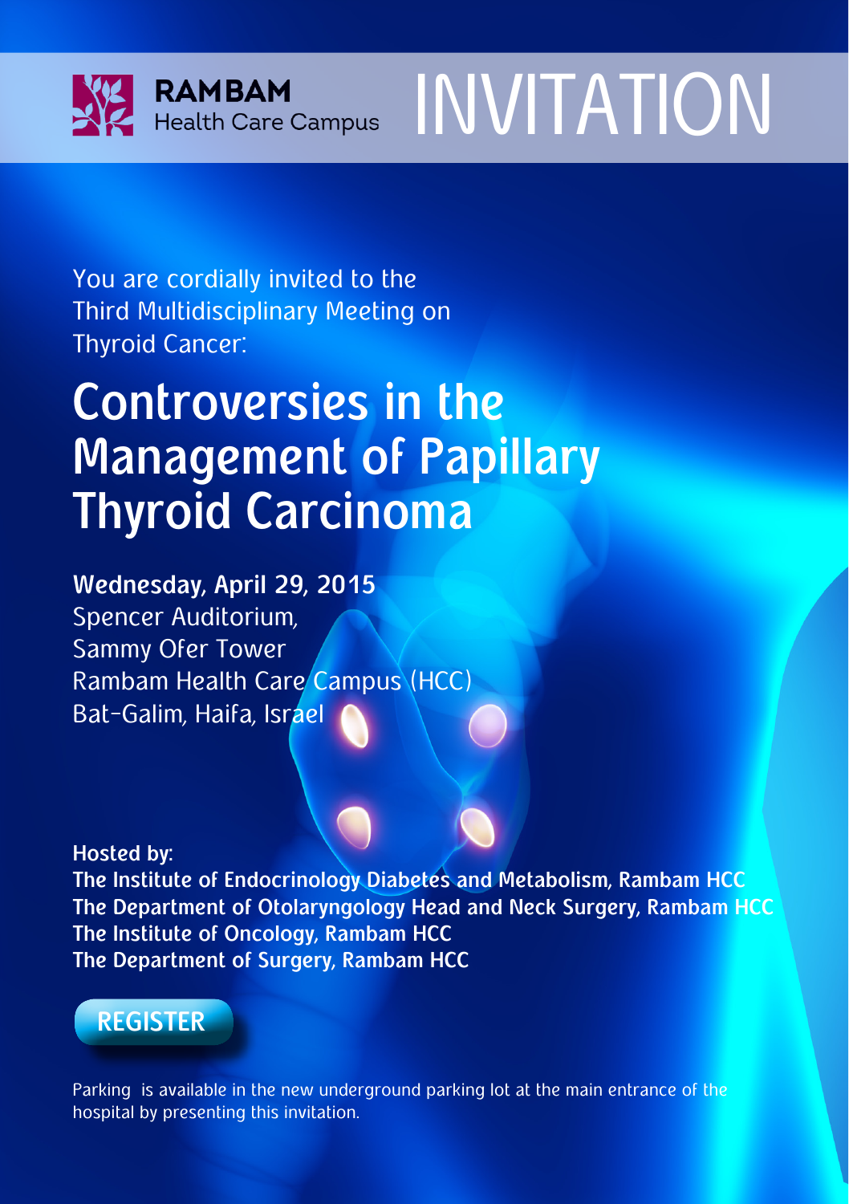**RAMBAM** Health Care Campus

# INVITATION

You are cordially invited to the
Third Multidisciplinary Meeting on
Thyroid Cancer:

## Controversies in the Management of Papillary Thyroid Carcinoma

**Wednesday, April 29, 2015**
Spencer Auditorium,
Sammy Ofer Tower
Rambam Health Care Campus (HCC)
Bat-Galim, Haifa, Israel

**Hosted by:**
**The Institute of Endocrinology Diabetes and Metabolism, Rambam HCC**
**The Department of Otolaryngology Head and Neck Surgery, Rambam HCC**
**The Institute of Oncology, Rambam HCC**
**The Department of Surgery, Rambam HCC**

**REGISTER**

Parking is available in the new underground parking lot at the main entrance of the hospital by presenting this invitation.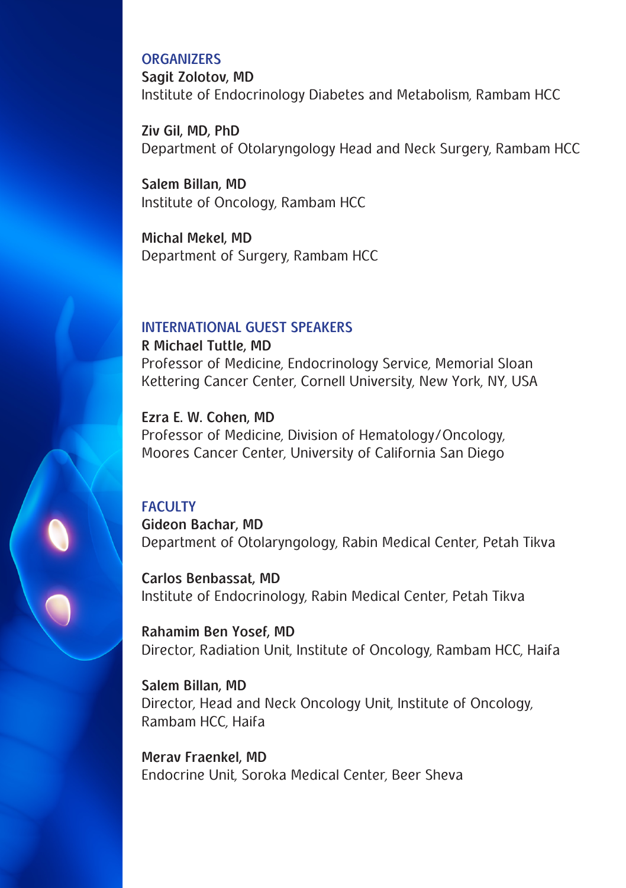## ORGANIZERS

**Sagit Zolotov, MD**
Institute of Endocrinology Diabetes and Metabolism, Rambam HCC

**Ziv Gil, MD, PhD**
Department of Otolaryngology Head and Neck Surgery, Rambam HCC

**Salem Billan, MD**
Institute of Oncology, Rambam HCC

**Michal Mekel, MD**
Department of Surgery, Rambam HCC

## INTERNATIONAL GUEST SPEAKERS

**R Michael Tuttle, MD**
Professor of Medicine, Endocrinology Service, Memorial Sloan Kettering Cancer Center, Cornell University, New York, NY, USA

**Ezra E. W. Cohen, MD**
Professor of Medicine, Division of Hematology/Oncology, Moores Cancer Center, University of California San Diego

## FACULTY

**Gideon Bachar, MD**
Department of Otolaryngology, Rabin Medical Center, Petah Tikva

**Carlos Benbassat, MD**
Institute of Endocrinology, Rabin Medical Center, Petah Tikva

**Rahamim Ben Yosef, MD**
Director, Radiation Unit, Institute of Oncology, Rambam HCC, Haifa

**Salem Billan, MD**
Director, Head and Neck Oncology Unit, Institute of Oncology, Rambam HCC, Haifa

**Merav Fraenkel, MD**
Endocrine Unit, Soroka Medical Center, Beer Sheva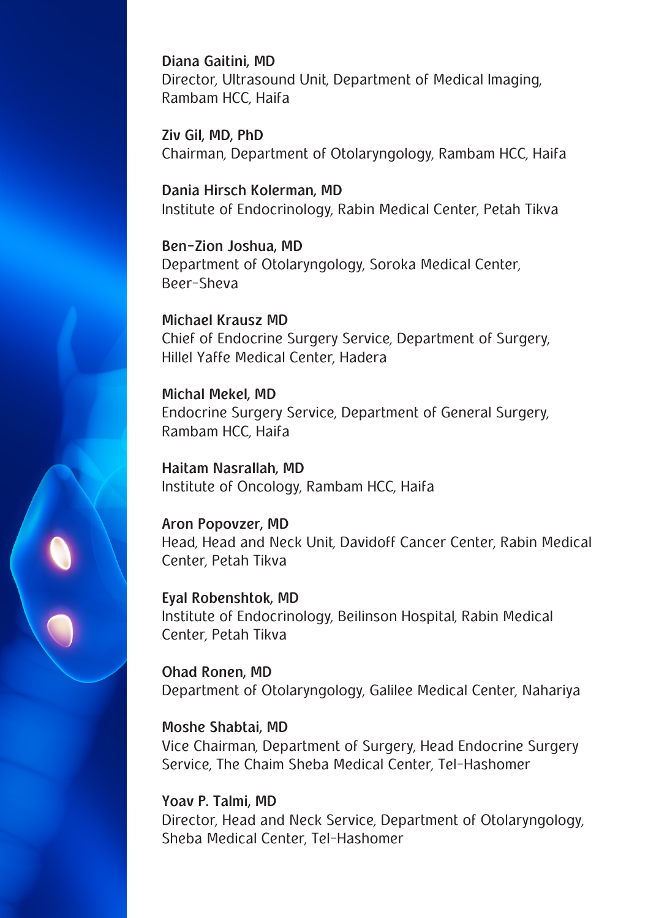**Diana Gaitini, MD**
Director, Ultrasound Unit, Department of Medical Imaging, Rambam HCC, Haifa

**Ziv Gil, MD, PhD**
Chairman, Department of Otolaryngology, Rambam HCC, Haifa

**Dania Hirsch Kolerman, MD**
Institute of Endocrinology, Rabin Medical Center, Petah Tikva

**Ben-Zion Joshua, MD**
Department of Otolaryngology, Soroka Medical Center, Beer-Sheva

**Michael Krausz MD**
Chief of Endocrine Surgery Service, Department of Surgery, Hillel Yaffe Medical Center, Hadera

**Michal Mekel, MD**
Endocrine Surgery Service, Department of General Surgery, Rambam HCC, Haifa

**Haitam Nasrallah, MD**
Institute of Oncology, Rambam HCC, Haifa

**Aron Popovzer, MD**
Head, Head and Neck Unit, Davidoff Cancer Center, Rabin Medical Center, Petah Tikva

**Eyal Robenshtok, MD**
Institute of Endocrinology, Beilinson Hospital, Rabin Medical Center, Petah Tikva

**Ohad Ronen, MD**
Department of Otolaryngology, Galilee Medical Center, Nahariya

**Moshe Shabtai, MD**
Vice Chairman, Department of Surgery, Head Endocrine Surgery Service, The Chaim Sheba Medical Center, Tel-Hashomer

**Yoav P. Talmi, MD**
Director, Head and Neck Service, Department of Otolaryngology, Sheba Medical Center, Tel-Hashomer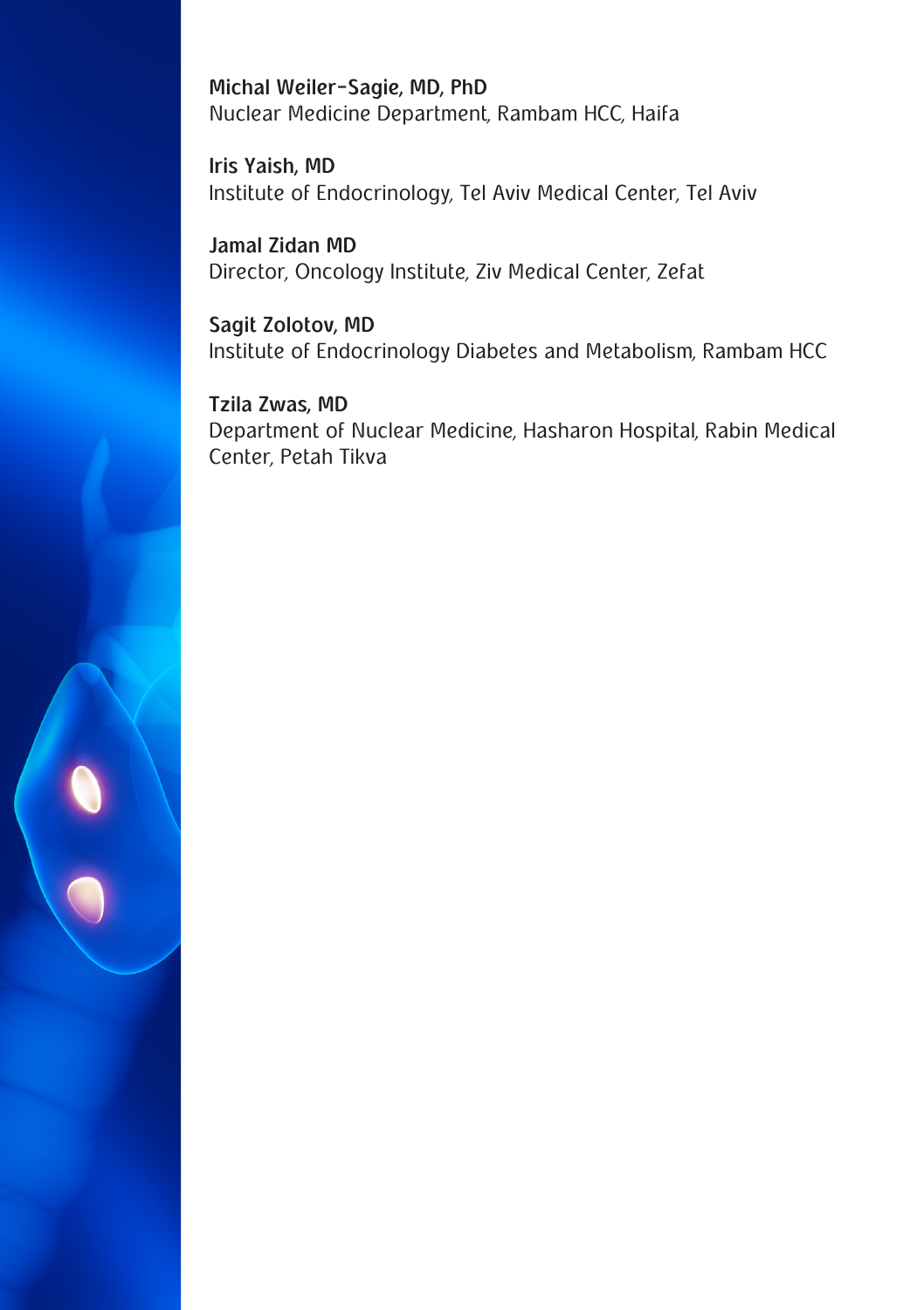**Michal Weiler-Sagie, MD, PhD**
Nuclear Medicine Department, Rambam HCC, Haifa

**Iris Yaish, MD**
Institute of Endocrinology, Tel Aviv Medical Center, Tel Aviv

**Jamal Zidan MD**
Director, Oncology Institute, Ziv Medical Center, Zefat

**Sagit Zolotov, MD**
Institute of Endocrinology Diabetes and Metabolism, Rambam HCC

**Tzila Zwas, MD**
Department of Nuclear Medicine, Hasharon Hospital, Rabin Medical Center, Petah Tikva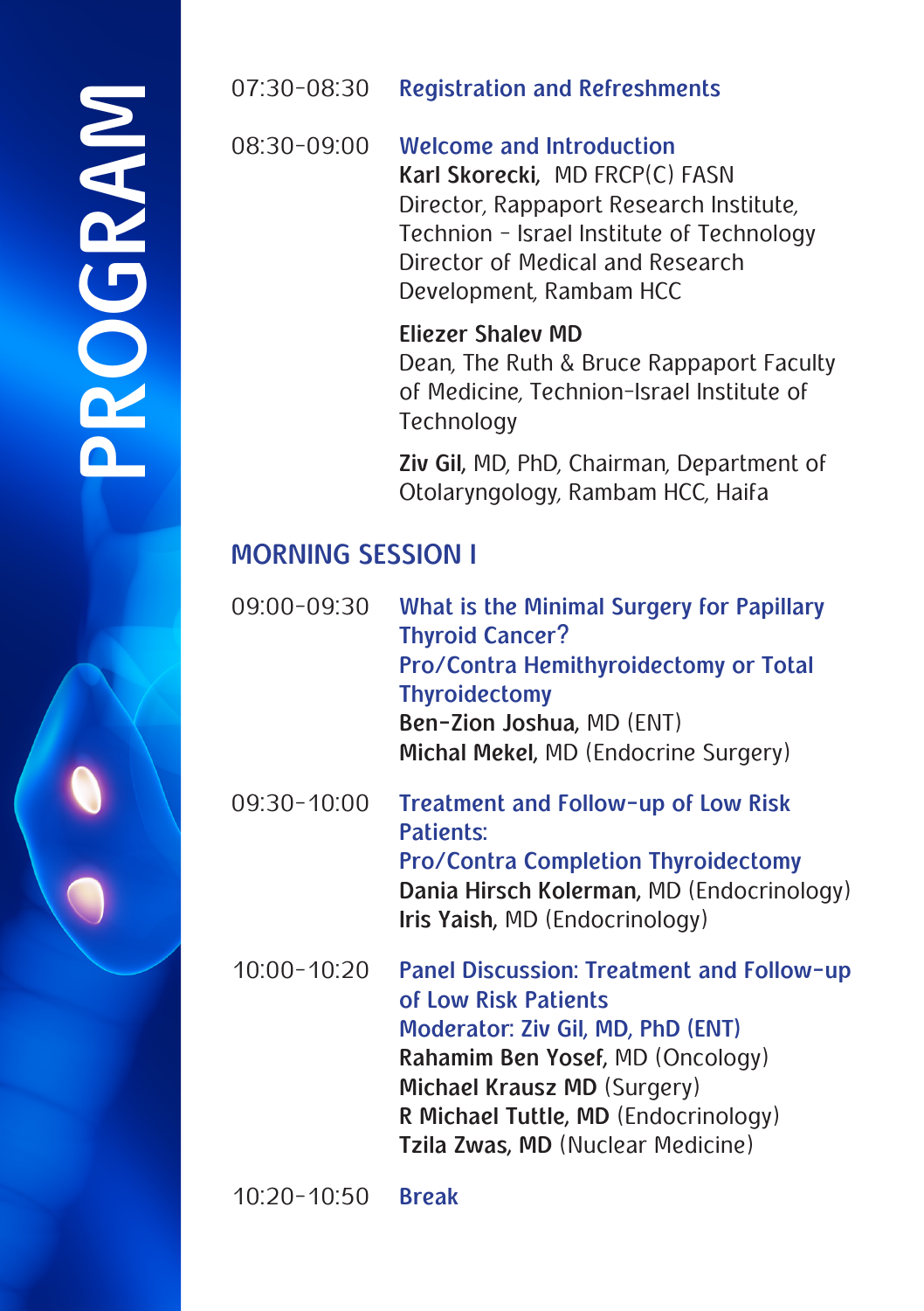# PROGRAM

**07:30-08:30** **Registration and Refreshments**

**08:30-09:00** **Welcome and Introduction**

**Karl Skorecki,** MD FRCP(C) FASN
Director, Rappaport Research Institute,
Technion - Israel Institute of Technology
Director of Medical and Research
Development, Rambam HCC

**Eliezer Shalev MD**
Dean, The Ruth & Bruce Rappaport Faculty
of Medicine, Technion-Israel Institute of
Technology

**Ziv Gil,** MD, PhD, Chairman, Department of
Otolaryngology, Rambam HCC, Haifa

## MORNING SESSION I

**09:00-09:30** **What is the Minimal Surgery for Papillary Thyroid Cancer?**
**Pro/Contra Hemithyroidectomy or Total Thyroidectomy**
**Ben-Zion Joshua,** MD (ENT)
**Michal Mekel,** MD (Endocrine Surgery)

**09:30-10:00** **Treatment and Follow-up of Low Risk Patients:**
**Pro/Contra Completion Thyroidectomy**
**Dania Hirsch Kolerman,** MD (Endocrinology)
**Iris Yaish,** MD (Endocrinology)

**10:00-10:20** **Panel Discussion: Treatment and Follow-up of Low Risk Patients**
**Moderator: Ziv Gil, MD, PhD (ENT)**
**Rahamim Ben Yosef,** MD (Oncology)
**Michael Krausz MD** (Surgery)
**R Michael Tuttle, MD** (Endocrinology)
**Tzila Zwas, MD** (Nuclear Medicine)

**10:20-10:50** **Break**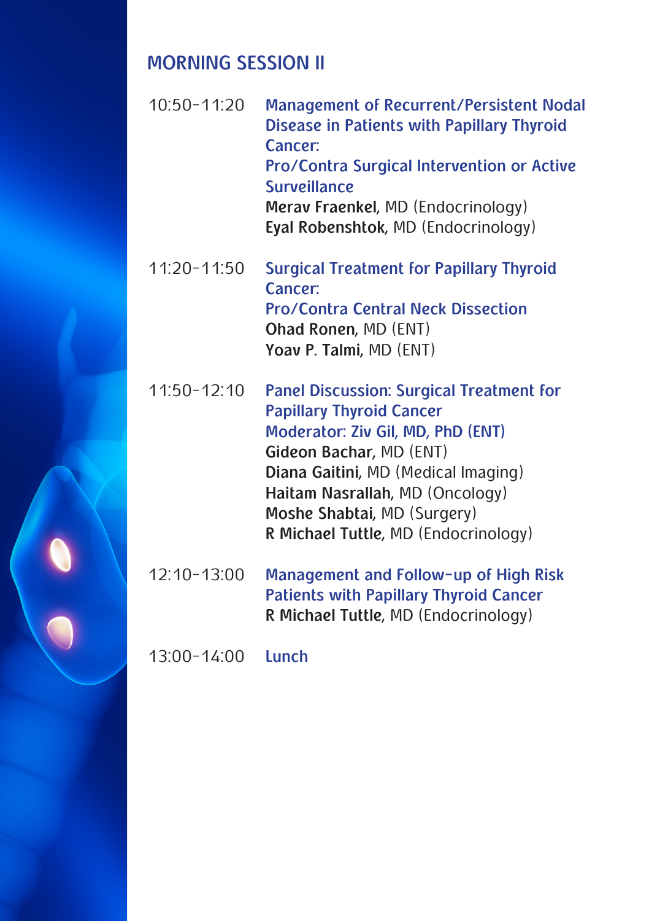## MORNING SESSION II

10:50-11:20 **Management of Recurrent/Persistent Nodal Disease in Patients with Papillary Thyroid Cancer:**
**Pro/Contra Surgical Intervention or Active Surveillance**
**Merav Fraenkel**, MD (Endocrinology)
**Eyal Robenshtok**, MD (Endocrinology)

11:20-11:50 **Surgical Treatment for Papillary Thyroid Cancer:**
**Pro/Contra Central Neck Dissection**
**Ohad Ronen**, MD (ENT)
**Yoav P. Talmi**, MD (ENT)

11:50-12:10 **Panel Discussion: Surgical Treatment for Papillary Thyroid Cancer**
**Moderator: Ziv Gil, MD, PhD (ENT)**
**Gideon Bachar**, MD (ENT)
**Diana Gaitini**, MD (Medical Imaging)
**Haitam Nasrallah**, MD (Oncology)
**Moshe Shabtai**, MD (Surgery)
**R Michael Tuttle**, MD (Endocrinology)

12:10-13:00 **Management and Follow-up of High Risk Patients with Papillary Thyroid Cancer**
**R Michael Tuttle**, MD (Endocrinology)

13:00-14:00 **Lunch**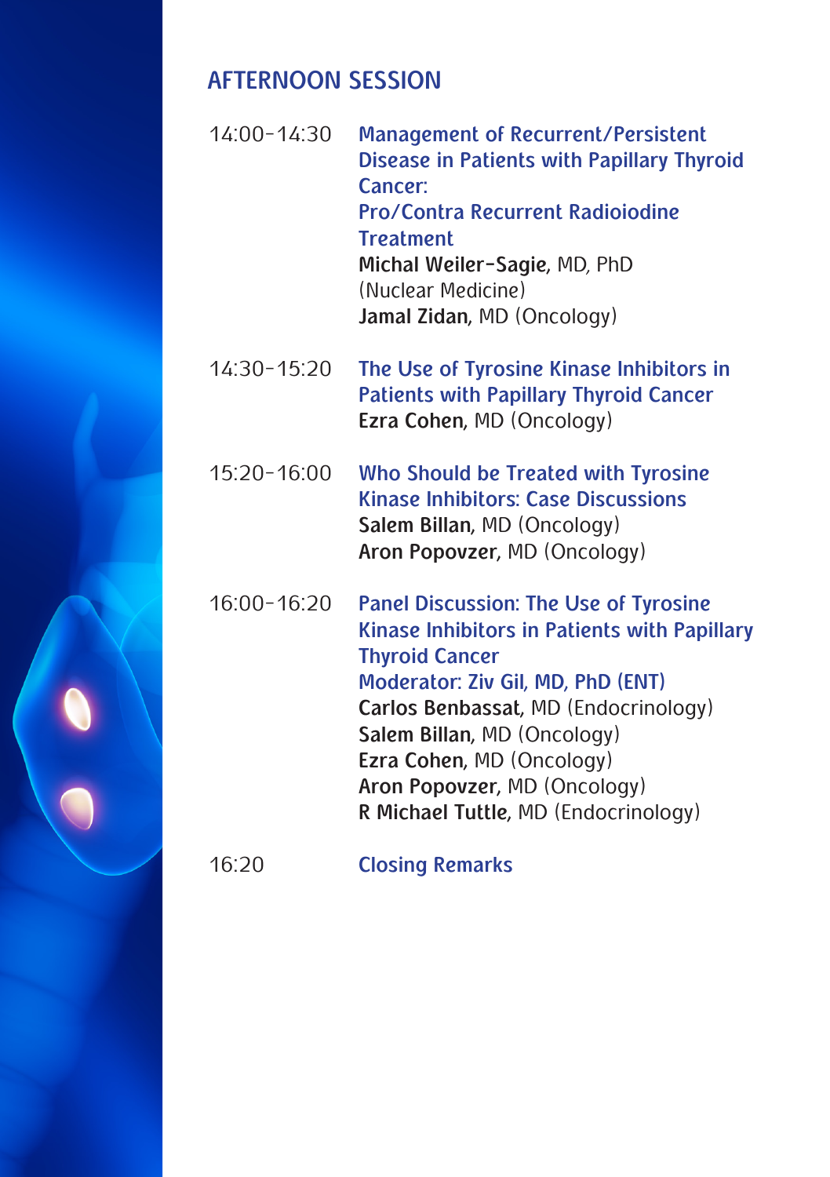## AFTERNOON SESSION

| | |
|---|---|
| 14:00-14:30 | **Management of Recurrent/Persistent Disease in Patients with Papillary Thyroid Cancer:**<br>**Pro/Contra Recurrent Radioiodine Treatment**<br>**Michal Weiler-Sagie**, MD, PhD (Nuclear Medicine)<br>**Jamal Zidan**, MD (Oncology) |
| 14:30-15:20 | **The Use of Tyrosine Kinase Inhibitors in Patients with Papillary Thyroid Cancer**<br>**Ezra Cohen**, MD (Oncology) |
| 15:20-16:00 | **Who Should be Treated with Tyrosine Kinase Inhibitors: Case Discussions**<br>**Salem Billan**, MD (Oncology)<br>**Aron Popovzer**, MD (Oncology) |
| 16:00-16:20 | **Panel Discussion: The Use of Tyrosine Kinase Inhibitors in Patients with Papillary Thyroid Cancer**<br>**Moderator: Ziv Gil, MD, PhD (ENT)**<br>**Carlos Benbassat**, MD (Endocrinology)<br>**Salem Billan**, MD (Oncology)<br>**Ezra Cohen**, MD (Oncology)<br>**Aron Popovzer**, MD (Oncology)<br>**R Michael Tuttle**, MD (Endocrinology) |
| 16:20 | **Closing Remarks** |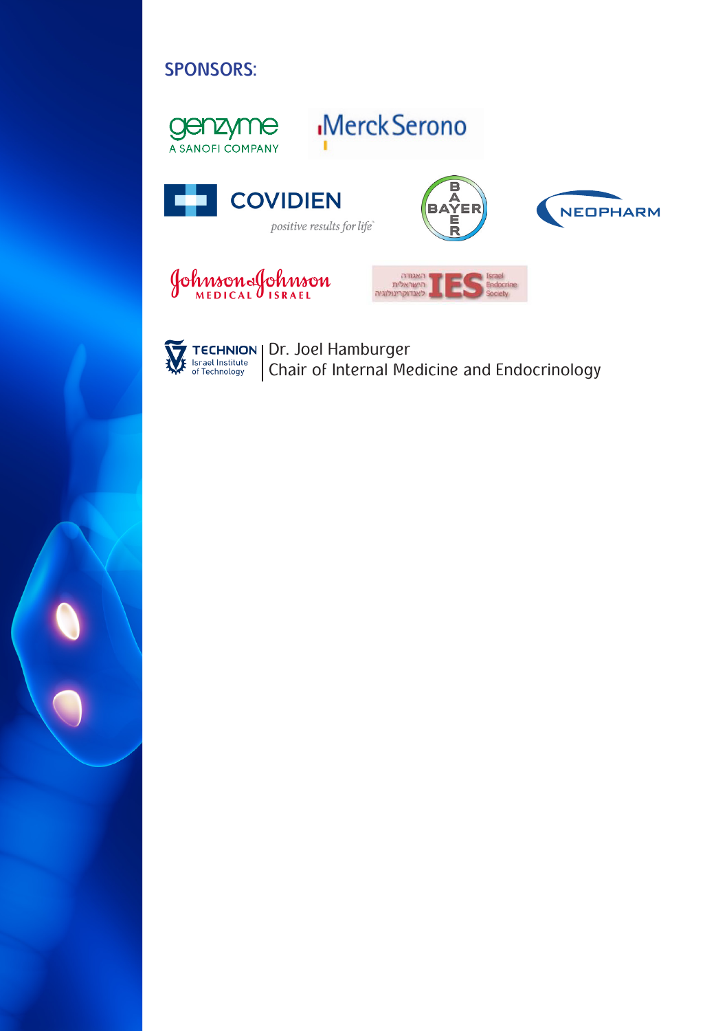## SPONSORS:

genzyme
A SANOFI COMPANY

Merck Serono

COVIDIEN
positive results for life

BAYER

NEOPHARM

Johnson & Johnson
MEDICAL ISRAEL

האגודה הישראלית לאנדוקרינולוגיה IES Israel Endocrine Society

TECHNION Israel Institute of Technology | Dr. Joel Hamburger
Chair of Internal Medicine and Endocrinology